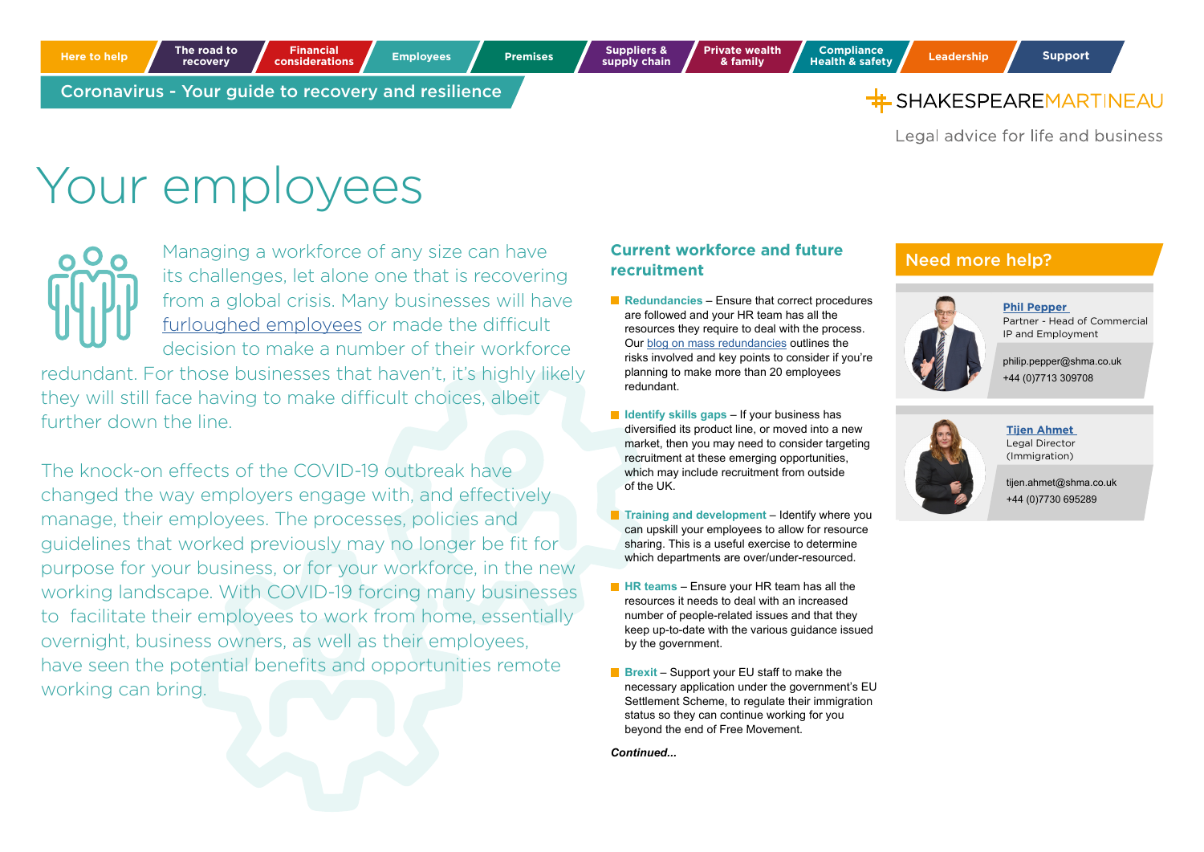Here to help | The road to recovery | Financial considerations | Employees | Premises | Suppliers & supply chain | Private wealth & family | Compliance Health & safety | Leadership | Support

Coronavirus - Your guide to recovery and resilience

SHAKESPEAREMARTINEAU

Legal advice for life and business

# Your employees

Managing a workforce of any size can have its challenges, let alone one that is recovering from a global crisis. Many businesses will have furloughed employees or made the difficult decision to make a number of their workforce redundant. For those businesses that haven't, it's highly likely they will still face having to make difficult choices, albeit further down the line.

The knock-on effects of the COVID-19 outbreak have changed the way employers engage with, and effectively manage, their employees. The processes, policies and guidelines that worked previously may no longer be fit for purpose for your business, or for your workforce, in the new working landscape. With COVID-19 forcing many businesses to facilitate their employees to work from home, essentially overnight, business owners, as well as their employees, have seen the potential benefits and opportunities remote working can bring.

## Current workforce and future recruitment

- **Redundancies** – Ensure that correct procedures are followed and your HR team has all the resources they require to deal with the process. Our blog on mass redundancies outlines the risks involved and key points to consider if you're planning to make more than 20 employees redundant.
- **Identify skills gaps** – If your business has diversified its product line, or moved into a new market, then you may need to consider targeting recruitment at these emerging opportunities, which may include recruitment from outside of the UK.
- **Training and development** – Identify where you can upskill your employees to allow for resource sharing. This is a useful exercise to determine which departments are over/under-resourced.
- **HR teams** – Ensure your HR team has all the resources it needs to deal with an increased number of people-related issues and that they keep up-to-date with the various guidance issued by the government.
- **Brexit** – Support your EU staff to make the necessary application under the government's EU Settlement Scheme, to regulate their immigration status so they can continue working for you beyond the end of Free Movement.

*Continued...*

## Need more help?

**Phil Pepper**
Partner - Head of Commercial IP and Employment
philip.pepper@shma.co.uk
+44 (0)7713 309708

**Tijen Ahmet**
Legal Director (Immigration)
tijen.ahmet@shma.co.uk
+44 (0)7730 695289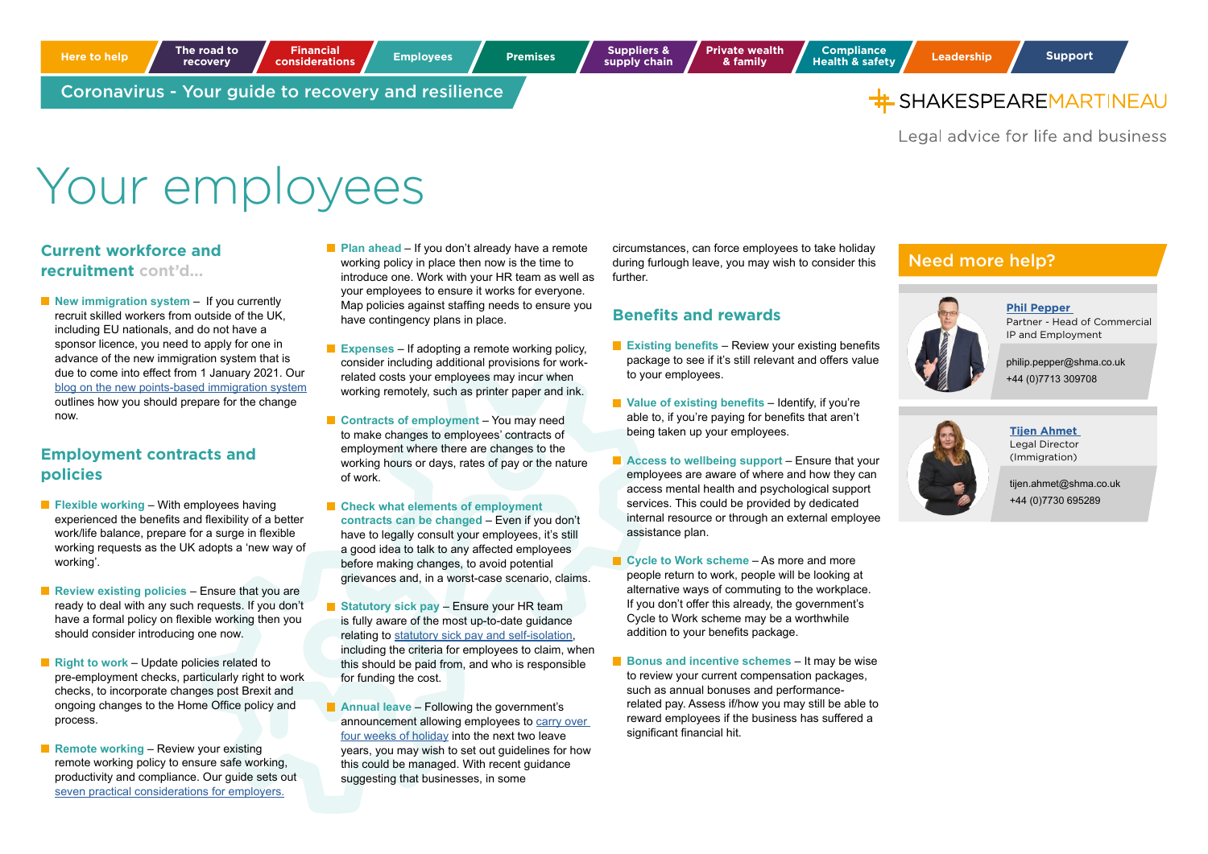# Your employees

## Current workforce and recruitment cont'd...

- **New immigration system** – If you currently recruit skilled workers from outside of the UK, including EU nationals, and do not have a sponsor licence, you need to apply for one in advance of the new immigration system that is due to come into effect from 1 January 2021. Our blog on the new points-based immigration system outlines how you should prepare for the change now.

## Employment contracts and policies

- **Flexible working** – With employees having experienced the benefits and flexibility of a better work/life balance, prepare for a surge in flexible working requests as the UK adopts a 'new way of working'.
- **Review existing policies** – Ensure that you are ready to deal with any such requests. If you don't have a formal policy on flexible working then you should consider introducing one now.
- **Right to work** – Update policies related to pre-employment checks, particularly right to work checks, to incorporate changes post Brexit and ongoing changes to the Home Office policy and process.
- **Remote working** – Review your existing remote working policy to ensure safe working, productivity and compliance. Our guide sets out seven practical considerations for employers.
- **Plan ahead** – If you don't already have a remote working policy in place then now is the time to introduce one. Work with your HR team as well as your employees to ensure it works for everyone. Map policies against staffing needs to ensure you have contingency plans in place.
- **Expenses** – If adopting a remote working policy, consider including additional provisions for work-related costs your employees may incur when working remotely, such as printer paper and ink.
- **Contracts of employment** – You may need to make changes to employees' contracts of employment where there are changes to the working hours or days, rates of pay or the nature of work.
- **Check what elements of employment contracts can be changed** – Even if you don't have to legally consult your employees, it's still a good idea to talk to any affected employees before making changes, to avoid potential grievances and, in a worst-case scenario, claims.
- **Statutory sick pay** – Ensure your HR team is fully aware of the most up-to-date guidance relating to statutory sick pay and self-isolation, including the criteria for employees to claim, when this should be paid from, and who is responsible for funding the cost.
- **Annual leave** – Following the government's announcement allowing employees to carry over four weeks of holiday into the next two leave years, you may wish to set out guidelines for how this could be managed. With recent guidance suggesting that businesses, in some circumstances, can force employees to take holiday during furlough leave, you may wish to consider this further.

## Benefits and rewards

- **Existing benefits** – Review your existing benefits package to see if it's still relevant and offers value to your employees.
- **Value of existing benefits** – Identify, if you're able to, if you're paying for benefits that aren't being taken up your employees.
- **Access to wellbeing support** – Ensure that your employees are aware of where and how they can access mental health and psychological support services. This could be provided by dedicated internal resource or through an external employee assistance plan.
- **Cycle to Work scheme** – As more and more people return to work, people will be looking at alternative ways of commuting to the workplace. If you don't offer this already, the government's Cycle to Work scheme may be a worthwhile addition to your benefits package.
- **Bonus and incentive schemes** – It may be wise to review your current compensation packages, such as annual bonuses and performance-related pay. Assess if/how you may still be able to reward employees if the business has suffered a significant financial hit.

## Need more help?

**Phil Pepper**
Partner - Head of Commercial IP and Employment
philip.pepper@shma.co.uk
+44 (0)7713 309708

**Tijen Ahmet**
Legal Director (Immigration)
tijen.ahmet@shma.co.uk
+44 (0)7730 695289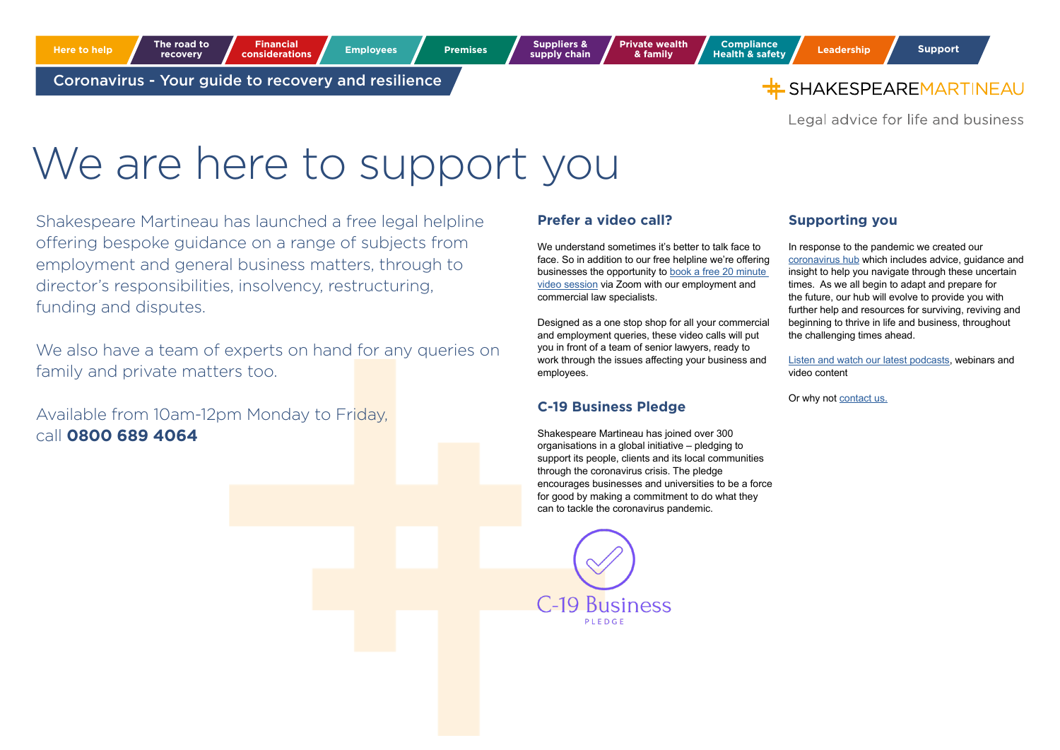Here to help | The road to recovery | Financial considerations | Employees | Premises | Suppliers & supply chain | Private wealth & family | Compliance Health & safety | Leadership | Support

Coronavirus - Your guide to recovery and resilience

SHAKESPEAREMARTINEAU

Legal advice for life and business

# We are here to support you

Shakespeare Martineau has launched a free legal helpline offering bespoke guidance on a range of subjects from employment and general business matters, through to director's responsibilities, insolvency, restructuring, funding and disputes.

We also have a team of experts on hand for any queries on family and private matters too.

Available from 10am-12pm Monday to Friday, call **0800 689 4064**

## Prefer a video call?

We understand sometimes it's better to talk face to face. So in addition to our free helpline we're offering businesses the opportunity to book a free 20 minute video session via Zoom with our employment and commercial law specialists.

Designed as a one stop shop for all your commercial and employment queries, these video calls will put you in front of a team of senior lawyers, ready to work through the issues affecting your business and employees.

## C-19 Business Pledge

Shakespeare Martineau has joined over 300 organisations in a global initiative – pledging to support its people, clients and its local communities through the coronavirus crisis. The pledge encourages businesses and universities to be a force for good by making a commitment to do what they can to tackle the coronavirus pandemic.

C-19 Business PLEDGE

## Supporting you

In response to the pandemic we created our coronavirus hub which includes advice, guidance and insight to help you navigate through these uncertain times. As we all begin to adapt and prepare for the future, our hub will evolve to provide you with further help and resources for surviving, reviving and beginning to thrive in life and business, throughout the challenging times ahead.

Listen and watch our latest podcasts, webinars and video content

Or why not contact us.